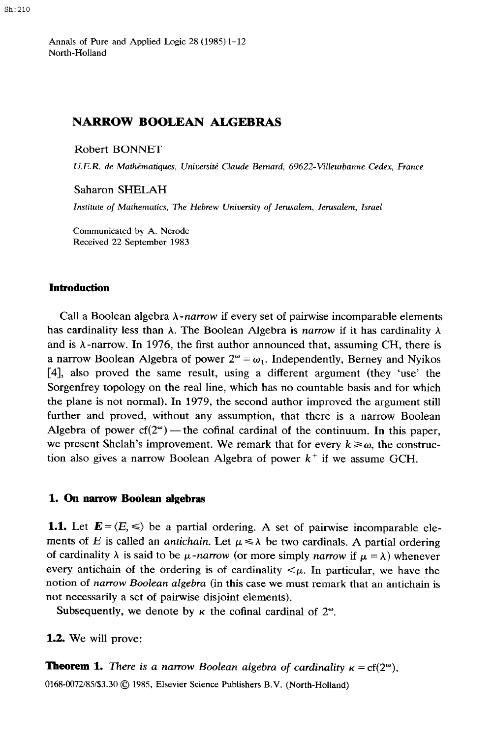# NARROW BOOLEAN ALGEBRAS

Robert BONNET

*U.E.R. de Mathématiques, Université Claude Bernard, 69622-Villeurbanne Cedex, France*

Saharon SHELAH

*Institute of Mathematics, The Hebrew University of Jerusalem, Jerusalem, Israel*

Communicated by A. Nerode
Received 22 September 1983

## Introduction

Call a Boolean algebra $\lambda$-*narrow* if every set of pairwise incomparable elements has cardinality less than $\lambda$. The Boolean Algebra is *narrow* if it has cardinality $\lambda$ and is $\lambda$-narrow. In 1976, the first author announced that, assuming CH, there is a narrow Boolean Algebra of power $2^\omega = \omega_1$. Independently, Berney and Nyikos [4], also proved the same result, using a different argument (they 'use' the Sorgenfrey topology on the real line, which has no countable basis and for which the plane is not normal). In 1979, the second author improved the argument still further and proved, without any assumption, that there is a narrow Boolean Algebra of power $\mathrm{cf}(2^\omega)$ — the cofinal cardinal of the continuum. In this paper, we present Shelah's improvement. We remark that for every $k \geqslant \omega$, the construction also gives a narrow Boolean Algebra of power $k^+$ if we assume GCH.

## 1. On narrow Boolean algebras

**1.1.** Let $\boldsymbol{E} = \langle E, \leqslant \rangle$ be a partial ordering. A set of pairwise incomparable elements of $E$ is called an *antichain*. Let $\mu \leqslant \lambda$ be two cardinals. A partial ordering of cardinality $\lambda$ is said to be $\mu$-*narrow* (or more simply *narrow* if $\mu = \lambda$) whenever every antichain of the ordering is of cardinality $<\mu$. In particular, we have the notion of *narrow Boolean algebra* (in this case we must remark that an antichain is not necessarily a set of pairwise disjoint elements).

Subsequently, we denote by $\kappa$ the cofinal cardinal of $2^\omega$.

**1.2.** We will prove:

**Theorem 1.** *There is a narrow Boolean algebra of cardinality* $\kappa = \mathrm{cf}(2^\omega)$.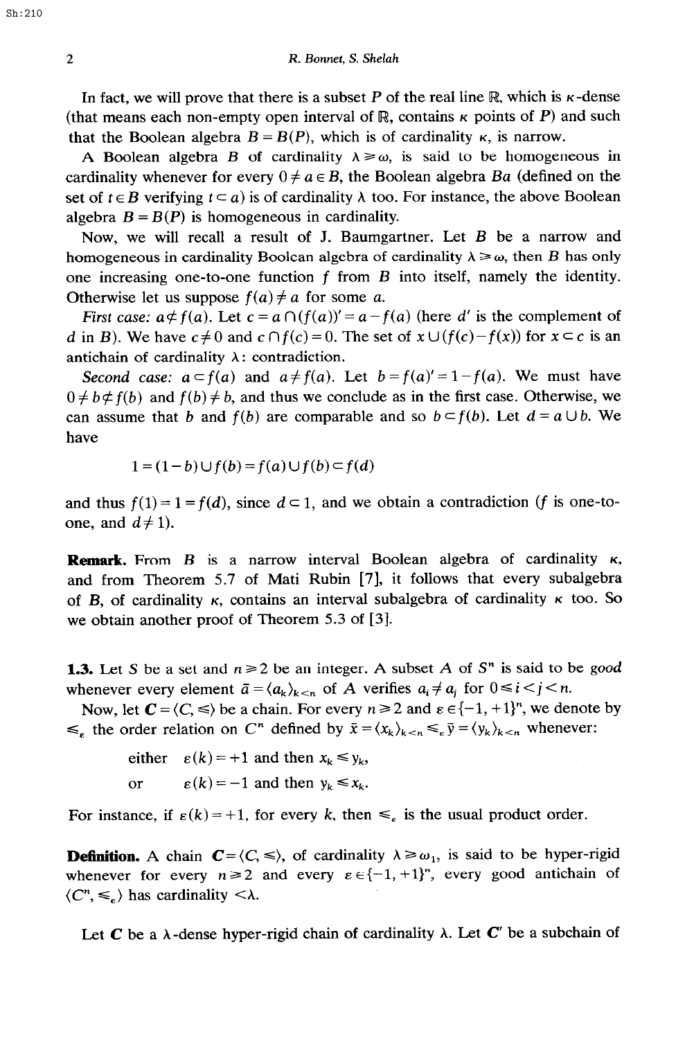In fact, we will prove that there is a subset $P$ of the real line $\mathbb{R}$, which is $\kappa$-dense (that means each non-empty open interval of $\mathbb{R}$, contains $\kappa$ points of $P$) and such that the Boolean algebra $B = B(P)$, which is of cardinality $\kappa$, is narrow.

A Boolean algebra $B$ of cardinality $\lambda \geq \omega$, is said to be homogeneous in cardinality whenever for every $0 \neq a \in B$, the Boolean algebra $Ba$ (defined on the set of $t \in B$ verifying $t \subset a$) is of cardinality $\lambda$ too. For instance, the above Boolean algebra $B = B(P)$ is homogeneous in cardinality.

Now, we will recall a result of J. Baumgartner. Let $B$ be a narrow and homogeneous in cardinality Boolean algebra of cardinality $\lambda \geq \omega$, then $B$ has only one increasing one-to-one function $f$ from $B$ into itself, namely the identity. Otherwise let us suppose $f(a) \neq a$ for some $a$.

*First case:* $a \not\subset f(a)$. Let $c = a \cap (f(a))' = a - f(a)$ (here $d'$ is the complement of $d$ in $B$). We have $c \neq 0$ and $c \cap f(c) = 0$. The set of $x \cup (f(c) - f(x))$ for $x \subset c$ is an antichain of cardinality $\lambda$: contradiction.

*Second case:* $a \subset f(a)$ and $a \neq f(a)$. Let $b = f(a)' = 1 - f(a)$. We must have $0 \neq b \not\subset f(b)$ and $f(b) \neq b$, and thus we conclude as in the first case. Otherwise, we can assume that $b$ and $f(b)$ are comparable and so $b \subset f(b)$. Let $d = a \cup b$. We have

$$1 = (1 - b) \cup f(b) = f(a) \cup f(b) \subset f(d)$$

and thus $f(1) = 1 = f(d)$, since $d \subset 1$, and we obtain a contradiction ($f$ is one-to-one, and $d \neq 1$).

**Remark.** From $B$ is a narrow interval Boolean algebra of cardinality $\kappa$, and from Theorem 5.7 of Mati Rubin [7], it follows that every subalgebra of $B$, of cardinality $\kappa$, contains an interval subalgebra of cardinality $\kappa$ too. So we obtain another proof of Theorem 5.3 of [3].

**1.3.** Let $S$ be a set and $n \geq 2$ be an integer. A subset $A$ of $S^n$ is said to be *good* whenever every element $\bar{a} = \langle a_k \rangle_{k<n}$ of $A$ verifies $a_i \neq a_j$ for $0 \leq i < j < n$.

Now, let $\boldsymbol{C} = \langle C, \leq \rangle$ be a chain. For every $n \geq 2$ and $\varepsilon \in \{-1, +1\}^n$, we denote by $\leq_\varepsilon$ the order relation on $C^n$ defined by $\bar{x} = \langle x_k \rangle_{k<n} \leq_\varepsilon \bar{y} = \langle y_k \rangle_{k<n}$ whenever:

either $\quad \varepsilon(k) = +1$ and then $x_k \leq y_k$,

or $\quad \varepsilon(k) = -1$ and then $y_k \leq x_k$.

For instance, if $\varepsilon(k) = +1$, for every $k$, then $\leq_\varepsilon$ is the usual product order.

**Definition.** A chain $\boldsymbol{C} = \langle C, \leq \rangle$, of cardinality $\lambda \geq \omega_1$, is said to be hyper-rigid whenever for every $n \geq 2$ and every $\varepsilon \in \{-1, +1\}^n$, every good antichain of $\langle C^n, \leq_\varepsilon \rangle$ has cardinality $< \lambda$.

Let $\boldsymbol{C}$ be a $\lambda$-dense hyper-rigid chain of cardinality $\lambda$. Let $\boldsymbol{C}'$ be a subchain of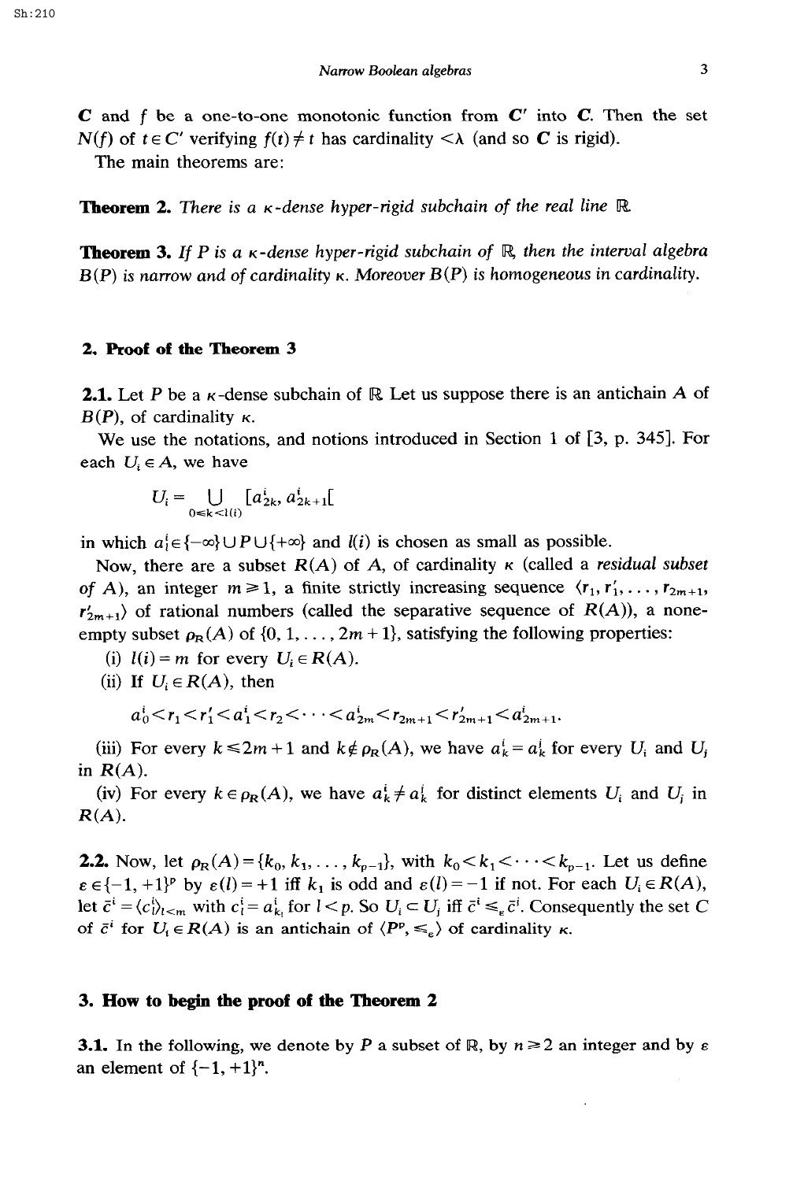$C$ and $f$ be a one-to-one monotonic function from $C'$ into $C$. Then the set $N(f)$ of $t \in C'$ verifying $f(t) \neq t$ has cardinality $<\lambda$ (and so $C$ is rigid).

The main theorems are:

**Theorem 2.** *There is a $\kappa$-dense hyper-rigid subchain of the real line $\mathbb{R}$.*

**Theorem 3.** *If $P$ is a $\kappa$-dense hyper-rigid subchain of $\mathbb{R}$, then the interval algebra $B(P)$ is narrow and of cardinality $\kappa$. Moreover $B(P)$ is homogeneous in cardinality.*

## 2. Proof of the Theorem 3

**2.1.** Let $P$ be a $\kappa$-dense subchain of $\mathbb{R}$ Let us suppose there is an antichain $A$ of $B(P)$, of cardinality $\kappa$.

We use the notations, and notions introduced in Section 1 of [3, p. 345]. For each $U_i \in A$, we have

$$U_i = \bigcup_{0 \leq k < l(i)} [a^i_{2k}, a^i_{2k+1}[$$

in which $a^i_l \in \{-\infty\} \cup P \cup \{+\infty\}$ and $l(i)$ is chosen as small as possible.

Now, there are a subset $R(A)$ of $A$, of cardinality $\kappa$ (called a *residual subset of* $A$), an integer $m \geq 1$, a finite strictly increasing sequence $\langle r_1, r'_1, \ldots, r_{2m+1}, r'_{2m+1}\rangle$ of rational numbers (called the separative sequence of $R(A)$), a none-empty subset $\rho_R(A)$ of $\{0, 1, \ldots, 2m+1\}$, satisfying the following properties:

(i) $l(i) = m$ for every $U_i \in R(A)$.

(ii) If $U_i \in R(A)$, then

$$a^i_0 < r_1 < r'_1 < a^i_1 < r_2 < \cdots < a^i_{2m} < r_{2m+1} < r'_{2m+1} < a^i_{2m+1}.$$

(iii) For every $k \leq 2m+1$ and $k \notin \rho_R(A)$, we have $a^i_k = a^j_k$ for every $U_i$ and $U_j$ in $R(A)$.

(iv) For every $k \in \rho_R(A)$, we have $a^i_k \neq a^j_k$ for distinct elements $U_i$ and $U_j$ in $R(A)$.

**2.2.** Now, let $\rho_R(A) = \{k_0, k_1, \ldots, k_{p-1}\}$, with $k_0 < k_1 < \cdots < k_{p-1}$. Let us define $\varepsilon \in \{-1, +1\}^p$ by $\varepsilon(l) = +1$ iff $k_l$ is odd and $\varepsilon(l) = -1$ if not. For each $U_i \in R(A)$, let $\bar{c}^i = \langle c^i_l\rangle_{l<m}$ with $c^i_l = a^i_{k_l}$ for $l < p$. So $U_i \subset U_j$ iff $\bar{c}^i \leq_\varepsilon \bar{c}^j$. Consequently the set $C$ of $\bar{c}^i$ for $U_i \in R(A)$ is an antichain of $\langle P^p, \leq_\varepsilon\rangle$ of cardinality $\kappa$.

## 3. How to begin the proof of the Theorem 2

**3.1.** In the following, we denote by $P$ a subset of $\mathbb{R}$, by $n \geq 2$ an integer and by $\varepsilon$ an element of $\{-1, +1\}^n$.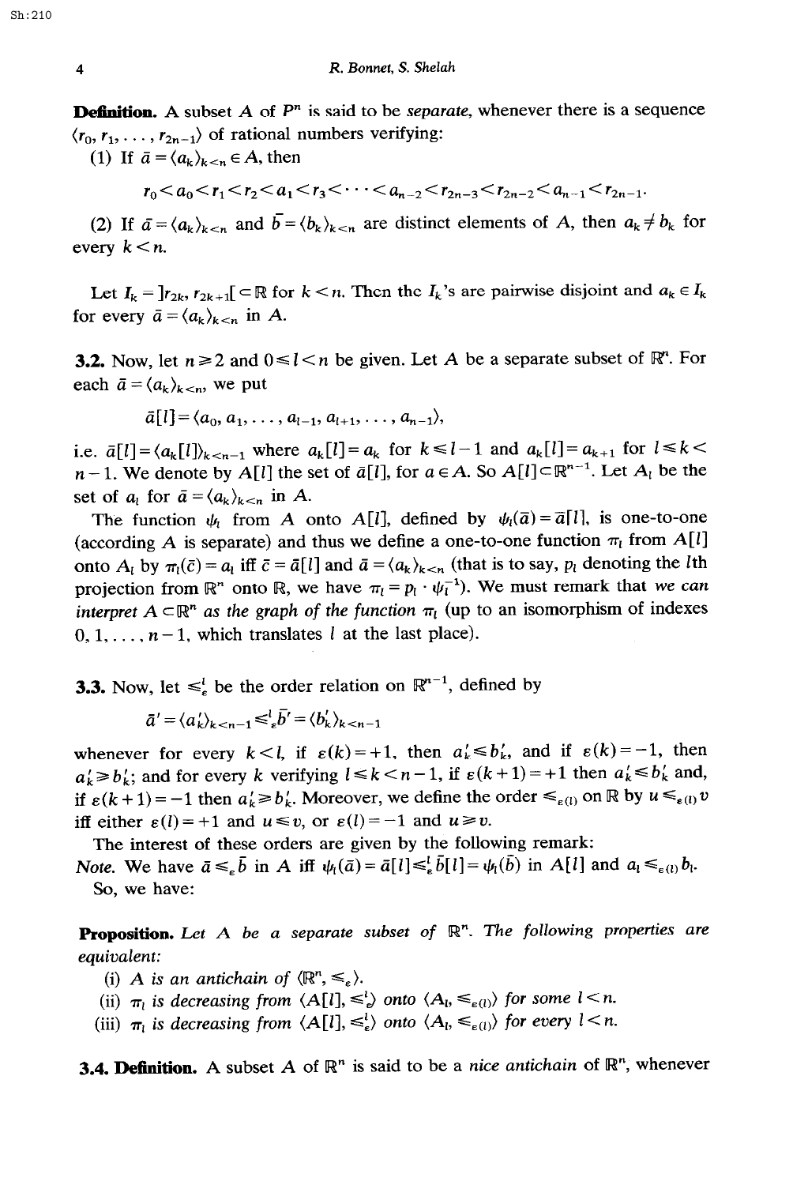**Definition.** A subset $A$ of $P^n$ is said to be *separate*, whenever there is a sequence $\langle r_0, r_1, \ldots, r_{2n-1}\rangle$ of rational numbers verifying:

(1) If $\bar{a} = \langle a_k\rangle_{k<n} \in A$, then

$$r_0 < a_0 < r_1 < r_2 < a_1 < r_3 < \cdots < a_{n-2} < r_{2n-3} < r_{2n-2} < a_{n-1} < r_{2n-1}.$$

(2) If $\bar{a} = \langle a_k\rangle_{k<n}$ and $\bar{b} = \langle b_k\rangle_{k<n}$ are distinct elements of $A$, then $a_k \neq b_k$ for every $k < n$.

Let $I_k = ]r_{2k}, r_{2k+1}[ \subset \mathbb{R}$ for $k < n$. Then the $I_k$'s are pairwise disjoint and $a_k \in I_k$ for every $\bar{a} = \langle a_k\rangle_{k<n}$ in $A$.

**3.2.** Now, let $n \geqslant 2$ and $0 \leqslant l < n$ be given. Let $A$ be a separate subset of $\mathbb{R}^n$. For each $\bar{a} = \langle a_k\rangle_{k<n}$, we put

$$\bar{a}[l] = \langle a_0, a_1, \ldots, a_{l-1}, a_{l+1}, \ldots, a_{n-1}\rangle,$$

i.e. $\bar{a}[l] = \langle a_k[l]\rangle_{k<n-1}$ where $a_k[l] = a_k$ for $k \leqslant l-1$ and $a_k[l] = a_{k+1}$ for $l \leqslant k < n-1$. We denote by $A[l]$ the set of $\bar{a}[l]$, for $a \in A$. So $A[l] \subset \mathbb{R}^{n-1}$. Let $A_l$ be the set of $a_l$ for $\bar{a} = \langle a_k\rangle_{k<n}$ in $A$.

The function $\psi_l$ from $A$ onto $A[l]$, defined by $\psi_l(\bar{a}) = \bar{a}[l]$, is one-to-one (according $A$ is separate) and thus we define a one-to-one function $\pi_l$ from $A[l]$ onto $A_l$ by $\pi_l(\bar{c}) = a_l$ iff $\bar{c} = \bar{a}[l]$ and $\bar{a} = \langle a_k\rangle_{k<n}$ (that is to say, $p_l$ denoting the $l$th projection from $\mathbb{R}^n$ onto $\mathbb{R}$, we have $\pi_l = p_l \cdot \psi_l^{-1}$). We must remark that *we can interpret $A \subset \mathbb{R}^n$ as the graph of the function $\pi_l$* (up to an isomorphism of indexes $0, 1, \ldots, n-1$, which translates $l$ at the last place).

**3.3.** Now, let $\leqslant^l_\varepsilon$ be the order relation on $\mathbb{R}^{n-1}$, defined by

$$\bar{a}' = \langle a'_k\rangle_{k<n-1} \leqslant^l_\varepsilon \bar{b}' = \langle b'_k\rangle_{k<n-1}$$

whenever for every $k < l$, if $\varepsilon(k) = +1$, then $a'_k \leqslant b'_k$, and if $\varepsilon(k) = -1$, then $a'_k \geqslant b'_k$; and for every $k$ verifying $l \leqslant k < n-1$, if $\varepsilon(k+1) = +1$ then $a'_k \leqslant b'_k$ and, if $\varepsilon(k+1) = -1$ then $a'_k \geqslant b'_k$. Moreover, we define the order $\leqslant_{\varepsilon(l)}$ on $\mathbb{R}$ by $u \leqslant_{\varepsilon(l)} v$ iff either $\varepsilon(l) = +1$ and $u \leqslant v$, or $\varepsilon(l) = -1$ and $u \geqslant v$.

The interest of these orders are given by the following remark:

*Note.* We have $\bar{a} \leqslant_\varepsilon \bar{b}$ in $A$ iff $\psi_l(\bar{a}) = \bar{a}[l] \leqslant^l_\varepsilon \bar{b}[l] = \psi_l(\bar{b})$ in $A[l]$ and $a_l \leqslant_{\varepsilon(l)} b_l$.

So, we have:

**Proposition.** *Let $A$ be a separate subset of $\mathbb{R}^n$. The following properties are equivalent:*

(i) *$A$ is an antichain of $\langle \mathbb{R}^n, \leqslant_\varepsilon\rangle$.*

(ii) *$\pi_l$ is decreasing from $\langle A[l], \leqslant^l_\varepsilon\rangle$ onto $\langle A_l, \leqslant_{\varepsilon(l)}\rangle$ for some $l < n$.*

(iii) *$\pi_l$ is decreasing from $\langle A[l], \leqslant^l_\varepsilon\rangle$ onto $\langle A_l, \leqslant_{\varepsilon(l)}\rangle$ for every $l < n$.*

**3.4. Definition.** A subset $A$ of $\mathbb{R}^n$ is said to be a *nice antichain* of $\mathbb{R}^n$, whenever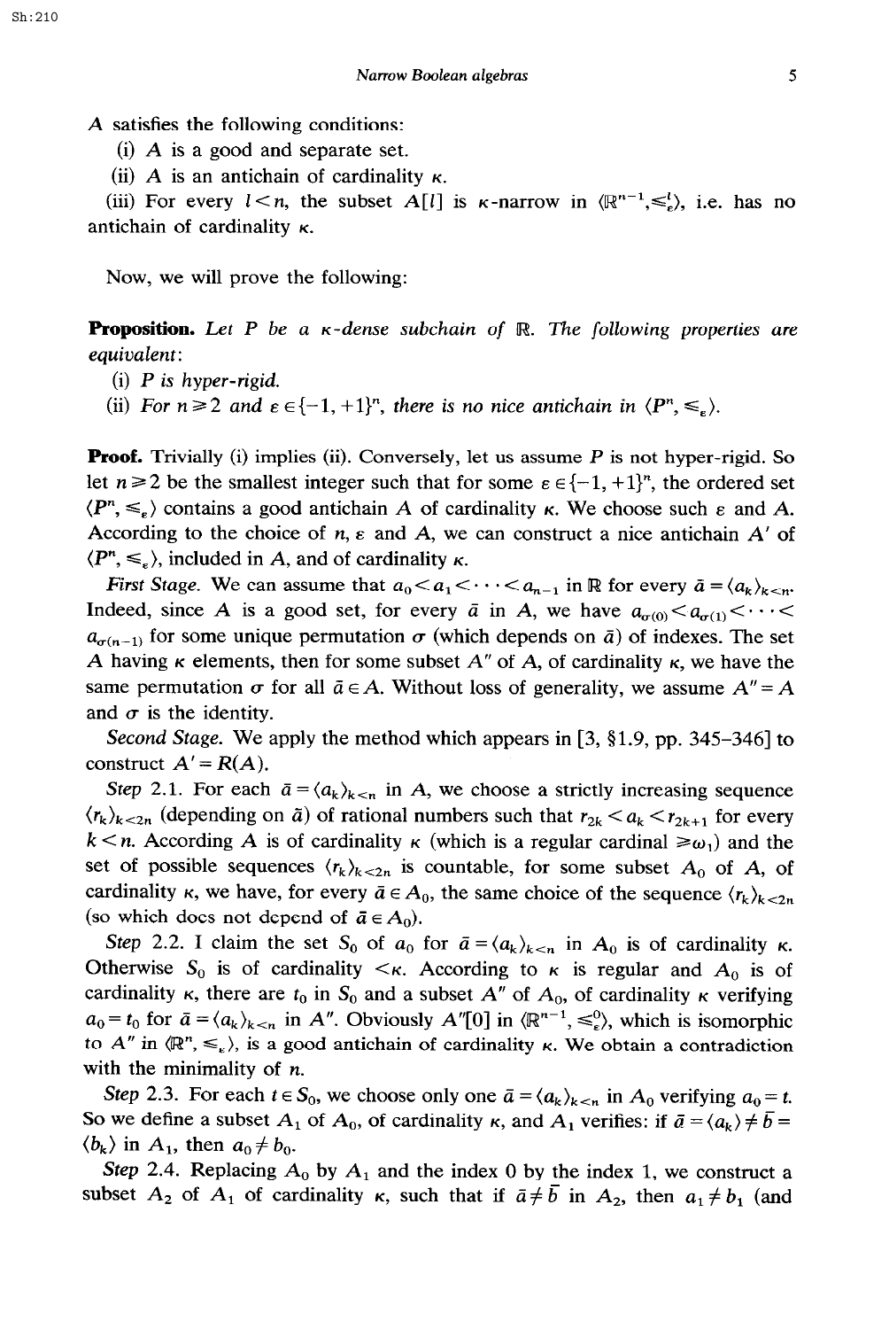$A$ satisfies the following conditions:

(i) $A$ is a good and separate set.

(ii) $A$ is an antichain of cardinality $\kappa$.

(iii) For every $l<n$, the subset $A[l]$ is $\kappa$-narrow in $\langle \mathbb{R}^{n-1}, \leqslant_\varepsilon^l \rangle$, i.e. has no antichain of cardinality $\kappa$.

Now, we will prove the following:

**Proposition.** *Let $P$ be a $\kappa$-dense subchain of $\mathbb{R}$. The following properties are equivalent:*

*(i) $P$ is hyper-rigid.*

*(ii) For $n \geqslant 2$ and $\varepsilon \in \{-1,+1\}^n$, there is no nice antichain in $\langle P^n, \leqslant_\varepsilon \rangle$.*

**Proof.** Trivially (i) implies (ii). Conversely, let us assume $P$ is not hyper-rigid. So let $n \geqslant 2$ be the smallest integer such that for some $\varepsilon \in \{-1,+1\}^n$, the ordered set $\langle P^n, \leqslant_\varepsilon \rangle$ contains a good antichain $A$ of cardinality $\kappa$. We choose such $\varepsilon$ and $A$. According to the choice of $n$, $\varepsilon$ and $A$, we can construct a nice antichain $A'$ of $\langle P^n, \leqslant_\varepsilon \rangle$, included in $A$, and of cardinality $\kappa$.

*First Stage.* We can assume that $a_0 < a_1 < \cdots < a_{n-1}$ in $\mathbb{R}$ for every $\bar{a} = \langle a_k \rangle_{k<n}$. Indeed, since $A$ is a good set, for every $\bar{a}$ in $A$, we have $a_{\sigma(0)} < a_{\sigma(1)} < \cdots < a_{\sigma(n-1)}$ for some unique permutation $\sigma$ (which depends on $\bar{a}$) of indexes. The set $A$ having $\kappa$ elements, then for some subset $A''$ of $A$, of cardinality $\kappa$, we have the same permutation $\sigma$ for all $\bar{a} \in A$. Without loss of generality, we assume $A'' = A$ and $\sigma$ is the identity.

*Second Stage.* We apply the method which appears in [3, §1.9, pp. 345–346] to construct $A' = R(A)$.

*Step* 2.1. For each $\bar{a} = \langle a_k \rangle_{k<n}$ in $A$, we choose a strictly increasing sequence $\langle r_k \rangle_{k<2n}$ (depending on $\bar{a}$) of rational numbers such that $r_{2k} < a_k < r_{2k+1}$ for every $k<n$. According $A$ is of cardinality $\kappa$ (which is a regular cardinal $\geqslant \omega_1$) and the set of possible sequences $\langle r_k \rangle_{k<2n}$ is countable, for some subset $A_0$ of $A$, of cardinality $\kappa$, we have, for every $\bar{a} \in A_0$, the same choice of the sequence $\langle r_k \rangle_{k<2n}$ (so which does not depend of $\bar{a} \in A_0$).

*Step* 2.2. I claim the set $S_0$ of $a_0$ for $\bar{a} = \langle a_k \rangle_{k<n}$ in $A_0$ is of cardinality $\kappa$. Otherwise $S_0$ is of cardinality $<\kappa$. According to $\kappa$ is regular and $A_0$ is of cardinality $\kappa$, there are $t_0$ in $S_0$ and a subset $A''$ of $A_0$, of cardinality $\kappa$ verifying $a_0 = t_0$ for $\bar{a} = \langle a_k \rangle_{k<n}$ in $A''$. Obviously $A''[0]$ in $\langle \mathbb{R}^{n-1}, \leqslant_\varepsilon^0 \rangle$, which is isomorphic to $A''$ in $\langle \mathbb{R}^n, \leqslant_\varepsilon \rangle$, is a good antichain of cardinality $\kappa$. We obtain a contradiction with the minimality of $n$.

*Step* 2.3. For each $t \in S_0$, we choose only one $\bar{a} = \langle a_k \rangle_{k<n}$ in $A_0$ verifying $a_0 = t$. So we define a subset $A_1$ of $A_0$, of cardinality $\kappa$, and $A_1$ verifies: if $\bar{a} = \langle a_k \rangle \neq \bar{b} = \langle b_k \rangle$ in $A_1$, then $a_0 \neq b_0$.

*Step* 2.4. Replacing $A_0$ by $A_1$ and the index 0 by the index 1, we construct a subset $A_2$ of $A_1$ of cardinality $\kappa$, such that if $\bar{a} \neq \bar{b}$ in $A_2$, then $a_1 \neq b_1$ (and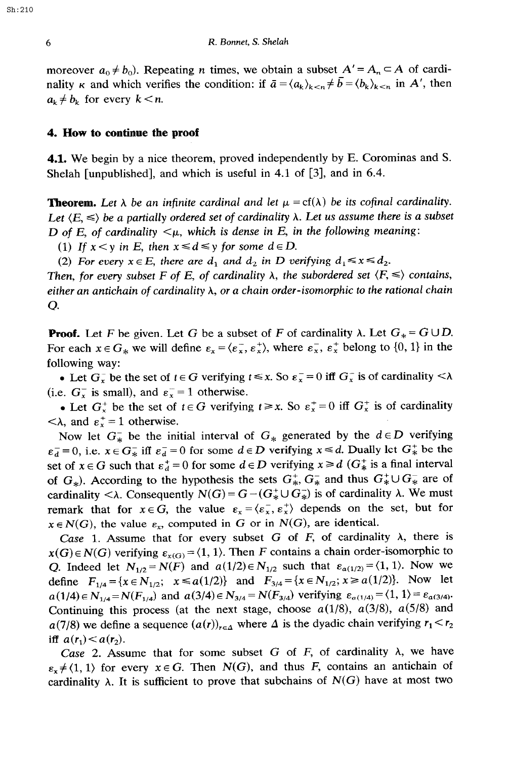moreover $a_0 \neq b_0$). Repeating $n$ times, we obtain a subset $A' = A_n \subset A$ of cardinality $\kappa$ and which verifies the condition: if $\bar{a} = \langle a_k \rangle_{k<n} \neq \bar{b} = \langle b_k \rangle_{k<n}$ in $A'$, then $a_k \neq b_k$ for every $k < n$.

## 4. How to continue the proof

**4.1.** We begin by a nice theorem, proved independently by E. Corominas and S. Shelah [unpublished], and which is useful in 4.1 of [3], and in 6.4.

**Theorem.** *Let $\lambda$ be an infinite cardinal and let $\mu = \mathrm{cf}(\lambda)$ be its cofinal cardinality. Let $\langle E, \leqslant \rangle$ be a partially ordered set of cardinality $\lambda$. Let us assume there is a subset $D$ of $E$, of cardinality $<\mu$, which is dense in $E$, in the following meaning:*

*(1) If $x < y$ in $E$, then $x \leqslant d \leqslant y$ for some $d \in D$.*

*(2) For every $x \in E$, there are $d_1$ and $d_2$ in $D$ verifying $d_1 \leqslant x \leqslant d_2$.*

*Then, for every subset $F$ of $E$, of cardinality $\lambda$, the subordered set $\langle F, \leqslant \rangle$ contains, either an antichain of cardinality $\lambda$, or a chain order-isomorphic to the rational chain $Q$.*

**Proof.** Let $F$ be given. Let $G$ be a subset of $F$ of cardinality $\lambda$. Let $G_* = G \cup D$. For each $x \in G_*$ we will define $\varepsilon_x = \langle \varepsilon_x^-, \varepsilon_x^+ \rangle$, where $\varepsilon_x^-$, $\varepsilon_x^+$ belong to $\{0, 1\}$ in the following way:

- Let $G_x^-$ be the set of $t \in G$ verifying $t \leqslant x$. So $\varepsilon_x^- = 0$ iff $G_x^-$ is of cardinality $<\lambda$ (i.e. $G_x^-$ is small), and $\varepsilon_x^- = 1$ otherwise.
- Let $G_x^+$ be the set of $t \in G$ verifying $t \geqslant x$. So $\varepsilon_x^+ = 0$ iff $G_x^+$ is of cardinality $<\lambda$, and $\varepsilon_x^+ = 1$ otherwise.

Now let $G_*^-$ be the initial interval of $G_*$ generated by the $d \in D$ verifying $\varepsilon_d^- = 0$, i.e. $x \in G_*^-$ iff $\varepsilon_d^- = 0$ for some $d \in D$ verifying $x \leqslant d$. Dually let $G_*^+$ be the set of $x \in G$ such that $\varepsilon_d^+ = 0$ for some $d \in D$ verifying $x \geqslant d$ ($G_*^+$ is a final interval of $G_*$). According to the hypothesis the sets $G_*^+$, $G_*^-$ and thus $G_*^+ \cup G_*^-$ are of cardinality $<\lambda$. Consequently $N(G) = G - (G_*^+ \cup G_*^-)$ is of cardinality $\lambda$. We must remark that for $x \in G$, the value $\varepsilon_x = \langle \varepsilon_x^-, \varepsilon_x^+ \rangle$ depends on the set, but for $x \in N(G)$, the value $\varepsilon_x$, computed in $G$ or in $N(G)$, are identical.

*Case* 1. Assume that for every subset $G$ of $F$, of cardinality $\lambda$, there is $x(G) \in N(G)$ verifying $\varepsilon_{x(G)} = \langle 1, 1 \rangle$. Then $F$ contains a chain order-isomorphic to $Q$. Indeed let $N_{1/2} = N(F)$ and $a(1/2) \in N_{1/2}$ such that $\varepsilon_{a(1/2)} = \langle 1, 1 \rangle$. Now we define $F_{1/4} = \{x \in N_{1/2};\ x \leqslant a(1/2)\}$ and $F_{3/4} = \{x \in N_{1/2}; x \geqslant a(1/2)\}$. Now let $a(1/4) \in N_{1/4} = N(F_{1/4})$ and $a(3/4) \in N_{3/4} = N(F_{3/4})$ verifying $\varepsilon_{a(1/4)} = \langle 1, 1 \rangle = \varepsilon_{a(3/4)}$. Continuing this process (at the next stage, choose $a(1/8)$, $a(3/8)$, $a(5/8)$ and $a(7/8)$ we define a sequence $(a(r))_{r \in \Delta}$ where $\Delta$ is the dyadic chain verifying $r_1 < r_2$ iff $a(r_1) < a(r_2)$.

*Case* 2. Assume that for some subset $G$ of $F$, of cardinality $\lambda$, we have $\varepsilon_x \neq \langle 1, 1 \rangle$ for every $x \in G$. Then $N(G)$, and thus $F$, contains an antichain of cardinality $\lambda$. It is sufficient to prove that subchains of $N(G)$ have at most two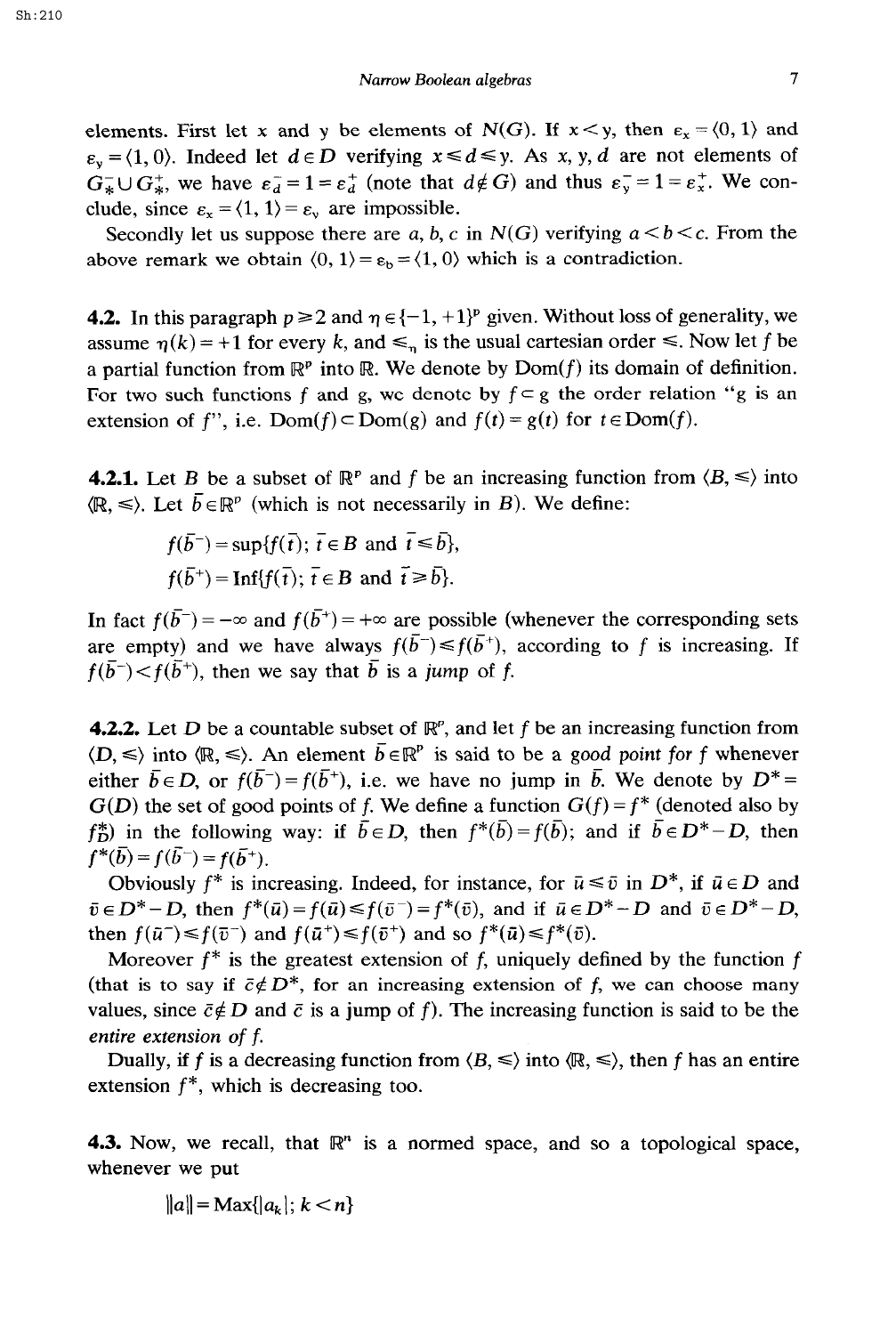elements. First let x and y be elements of $N(G)$. If $x < y$, then $\varepsilon_x = \langle 0, 1\rangle$ and $\varepsilon_y = \langle 1, 0\rangle$. Indeed let $d \in D$ verifying $x \leqslant d \leqslant y$. As $x, y, d$ are not elements of $G_*^- \cup G_*^+$, we have $\varepsilon_d^- = 1 = \varepsilon_d^+$ (note that $d \notin G$) and thus $\varepsilon_y^- = 1 = \varepsilon_x^+$. We conclude, since $\varepsilon_x = \langle 1, 1\rangle = \varepsilon_y$ are impossible.

Secondly let us suppose there are $a, b, c$ in $N(G)$ verifying $a < b < c$. From the above remark we obtain $\langle 0, 1\rangle = \varepsilon_b = \langle 1, 0\rangle$ which is a contradiction.

**4.2.** In this paragraph $p \geqslant 2$ and $\eta \in \{-1, +1\}^p$ given. Without loss of generality, we assume $\eta(k) = +1$ for every $k$, and $\leqslant_\eta$ is the usual cartesian order $\leqslant$. Now let $f$ be a partial function from $\mathbb{R}^p$ into $\mathbb{R}$. We denote by $\mathrm{Dom}(f)$ its domain of definition. For two such functions $f$ and $g$, we denote by $f \subset g$ the order relation "$g$ is an extension of $f$", i.e. $\mathrm{Dom}(f) \subset \mathrm{Dom}(g)$ and $f(t) = g(t)$ for $t \in \mathrm{Dom}(f)$.

**4.2.1.** Let $B$ be a subset of $\mathbb{R}^p$ and $f$ be an increasing function from $\langle B, \leqslant\rangle$ into $\langle \mathbb{R}, \leqslant\rangle$. Let $\bar{b} \in \mathbb{R}^p$ (which is not necessarily in $B$). We define:

$$f(\bar{b}^-) = \sup\{f(\bar{t});\ \bar{t} \in B \text{ and } \bar{t} \leqslant \bar{b}\},$$

$$f(\bar{b}^+) = \mathrm{Inf}\{f(\bar{t});\ \bar{t} \in B \text{ and } \bar{t} \geqslant \bar{b}\}.$$

In fact $f(\bar{b}^-) = -\infty$ and $f(\bar{b}^+) = +\infty$ are possible (whenever the corresponding sets are empty) and we have always $f(\bar{b}^-) \leqslant f(\bar{b}^+)$, according to $f$ is increasing. If $f(\bar{b}^-) < f(\bar{b}^+)$, then we say that $\bar{b}$ is a *jump* of $f$.

**4.2.2.** Let $D$ be a countable subset of $\mathbb{R}^p$, and let $f$ be an increasing function from $\langle D, \leqslant\rangle$ into $\langle \mathbb{R}, \leqslant\rangle$. An element $\bar{b} \in \mathbb{R}^p$ is said to be a *good point for* $f$ whenever either $\bar{b} \in D$, or $f(\bar{b}^-) = f(\bar{b}^+)$, i.e. we have no jump in $\bar{b}$. We denote by $D^* = G(D)$ the set of good points of $f$. We define a function $G(f) = f^*$ (denoted also by $f_D^*$) in the following way: if $\bar{b} \in D$, then $f^*(\bar{b}) = f(\bar{b})$; and if $\bar{b} \in D^* - D$, then $f^*(\bar{b}) = f(\bar{b}^-) = f(\bar{b}^+)$.

Obviously $f^*$ is increasing. Indeed, for instance, for $\bar{u} \leqslant \bar{v}$ in $D^*$, if $\bar{u} \in D$ and $\bar{v} \in D^* - D$, then $f^*(\bar{u}) = f(\bar{u}) \leqslant f(\bar{v}^-) = f^*(\bar{v})$, and if $\bar{u} \in D^* - D$ and $\bar{v} \in D^* - D$, then $f(\bar{u}^-) \leqslant f(\bar{v}^-)$ and $f(\bar{u}^+) \leqslant f(\bar{v}^+)$ and so $f^*(\bar{u}) \leqslant f^*(\bar{v})$.

Moreover $f^*$ is the greatest extension of $f$, uniquely defined by the function $f$ (that is to say if $\bar{c} \notin D^*$, for an increasing extension of $f$, we can choose many values, since $\bar{c} \notin D$ and $\bar{c}$ is a jump of $f$). The increasing function is said to be the *entire extension of f*.

Dually, if $f$ is a decreasing function from $\langle B, \leqslant\rangle$ into $\langle \mathbb{R}, \leqslant\rangle$, then $f$ has an entire extension $f^*$, which is decreasing too.

**4.3.** Now, we recall, that $\mathbb{R}^n$ is a normed space, and so a topological space, whenever we put

$$\|a\| = \mathrm{Max}\{|a_k|;\ k < n\}$$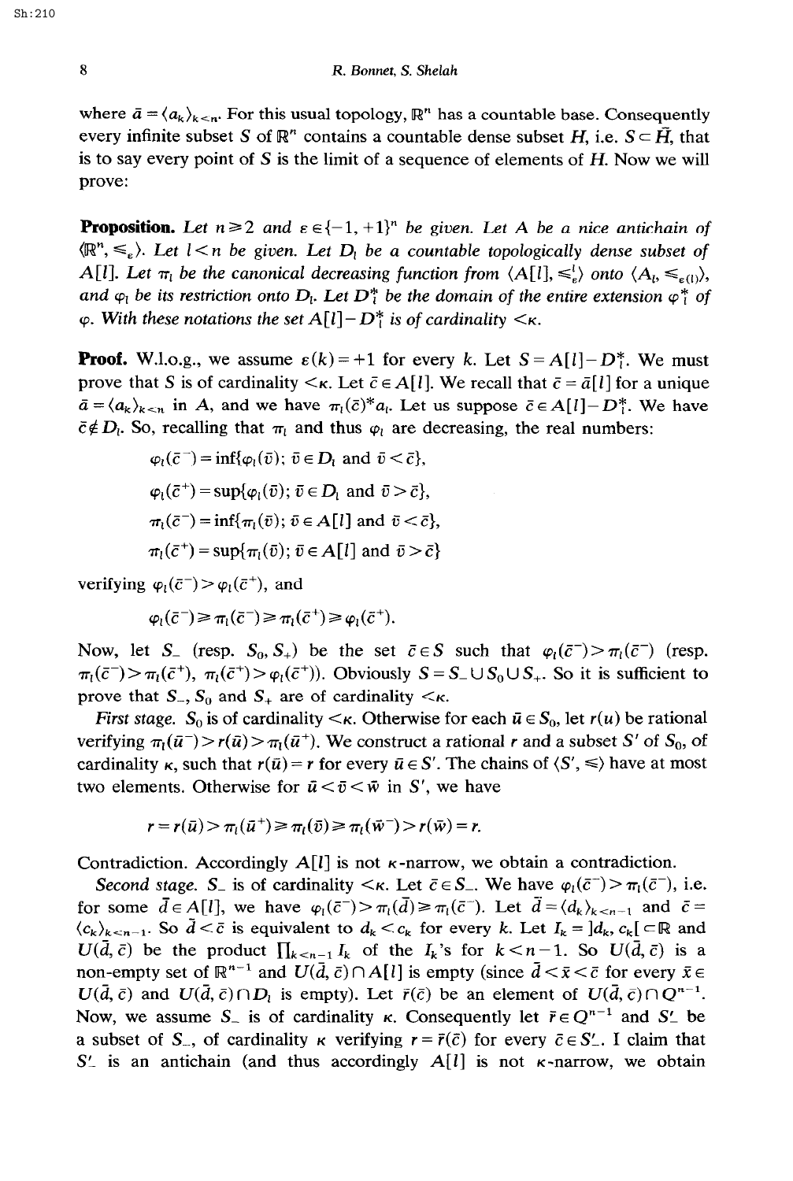where $\bar{a} = \langle a_k \rangle_{k<n}$. For this usual topology, $\mathbb{R}^n$ has a countable base. Consequently every infinite subset $S$ of $\mathbb{R}^n$ contains a countable dense subset $H$, i.e. $S \subset \bar{H}$, that is to say every point of $S$ is the limit of a sequence of elements of $H$. Now we will prove:

**Proposition.** *Let $n \geqslant 2$ and $\varepsilon \in \{-1, +1\}^n$ be given. Let $A$ be a nice antichain of $\langle \mathbb{R}^n, \leqslant_\varepsilon \rangle$. Let $l < n$ be given. Let $D_l$ be a countable topologically dense subset of $A[l]$. Let $\pi_l$ be the canonical decreasing function from $\langle A[l], \leqslant^l_\varepsilon \rangle$ onto $\langle A_l, \leqslant_{\varepsilon(l)} \rangle$, and $\varphi_l$ be its restriction onto $D_l$. Let $D^*_l$ be the domain of the entire extension $\varphi^*_l$ of $\varphi$. With these notations the set $A[l] - D^*_l$ is of cardinality $<\kappa$.*

**Proof.** W.l.o.g., we assume $\varepsilon(k) = +1$ for every $k$. Let $S = A[l] - D^*_l$. We must prove that $S$ is of cardinality $<\kappa$. Let $\bar{c} \in A[l]$. We recall that $\bar{c} = \bar{a}[l]$ for a unique $\bar{a} = \langle a_k \rangle_{k<n}$ in $A$, and we have $\pi_l(\bar{c})^* a_l$. Let us suppose $\bar{c} \in A[l] - D^*_l$. We have $\bar{c} \notin D_l$. So, recalling that $\pi_l$ and thus $\varphi_l$ are decreasing, the real numbers:

$$\varphi_l(\bar{c}^-) = \inf\{\varphi_l(\bar{v});\ \bar{v} \in D_l \text{ and } \bar{v} < \bar{c}\},$$

$$\varphi_l(\bar{c}^+) = \sup\{\varphi_l(\bar{v});\ \bar{v} \in D_l \text{ and } \bar{v} > \bar{c}\},$$

$$\pi_l(\bar{c}^-) = \inf\{\pi_l(\bar{v});\ \bar{v} \in A[l] \text{ and } \bar{v} < \bar{c}\},$$

$$\pi_l(\bar{c}^+) = \sup\{\pi_l(\bar{v});\ \bar{v} \in A[l] \text{ and } \bar{v} > \bar{c}\}$$

verifying $\varphi_l(\bar{c}^-) > \varphi_l(\bar{c}^+)$, and

$$\varphi_l(\bar{c}^-) \geqslant \pi_l(\bar{c}^-) \geqslant \pi_l(\bar{c}^+) \geqslant \varphi_l(\bar{c}^+).$$

Now, let $S_-$ (resp. $S_0, S_+$) be the set $\bar{c} \in S$ such that $\varphi_l(\bar{c}^-) > \pi_l(\bar{c}^-)$ (resp. $\pi_l(\bar{c}^-) > \pi_l(\bar{c}^+)$, $\pi_l(\bar{c}^+) > \varphi_l(\bar{c}^+)$). Obviously $S = S_- \cup S_0 \cup S_+$. So it is sufficient to prove that $S_-$, $S_0$ and $S_+$ are of cardinality $<\kappa$.

*First stage.* $S_0$ is of cardinality $<\kappa$. Otherwise for each $\bar{u} \in S_0$, let $r(u)$ be rational verifying $\pi_l(\bar{u}^-) > r(\bar{u}) > \pi_l(\bar{u}^+)$. We construct a rational $r$ and a subset $S'$ of $S_0$, of cardinality $\kappa$, such that $r(\bar{u}) = r$ for every $\bar{u} \in S'$. The chains of $\langle S', \leqslant \rangle$ have at most two elements. Otherwise for $\bar{u} < \bar{v} < \bar{w}$ in $S'$, we have

$$r = r(\bar{u}) > \pi_l(\bar{u}^+) \geqslant \pi_l(\bar{v}) \geqslant \pi_l(\bar{w}^-) > r(\bar{w}) = r.$$

Contradiction. Accordingly $A[l]$ is not $\kappa$-narrow, we obtain a contradiction.

*Second stage.* $S_-$ is of cardinality $<\kappa$. Let $\bar{c} \in S_-$. We have $\varphi_l(\bar{c}^-) > \pi_l(\bar{c}^-)$, i.e. for some $\bar{d} \in A[l]$, we have $\varphi_l(\bar{c}^-) > \pi_l(\bar{d}) \geqslant \pi_l(\bar{c}^-)$. Let $\bar{d} = \langle d_k \rangle_{k<n-1}$ and $\bar{c} = \langle c_k \rangle_{k<n-1}$. So $\bar{d} < \bar{c}$ is equivalent to $d_k < c_k$ for every $k$. Let $I_k = ]d_k, c_k[ \subset \mathbb{R}$ and $U(\bar{d}, \bar{c})$ be the product $\prod_{k<n-1} I_k$ of the $I_k$'s for $k < n-1$. So $U(\bar{d}, \bar{c})$ is a non-empty set of $\mathbb{R}^{n-1}$ and $U(\bar{d}, \bar{c}) \cap A[l]$ is empty (since $\bar{d} < \bar{x} < \bar{c}$ for every $\bar{x} \in U(\bar{d}, \bar{c})$ and $U(\bar{d}, \bar{c}) \cap D_l$ is empty). Let $\bar{r}(\bar{c})$ be an element of $U(\bar{d}, \bar{c}) \cap Q^{n-1}$. Now, we assume $S_-$ is of cardinality $\kappa$. Consequently let $\bar{r} \in Q^{n-1}$ and $S'_-$ be a subset of $S_-$, of cardinality $\kappa$ verifying $r = \bar{r}(\bar{c})$ for every $\bar{c} \in S'_-$. I claim that $S'_-$ is an antichain (and thus accordingly $A[l]$ is not $\kappa$-narrow, we obtain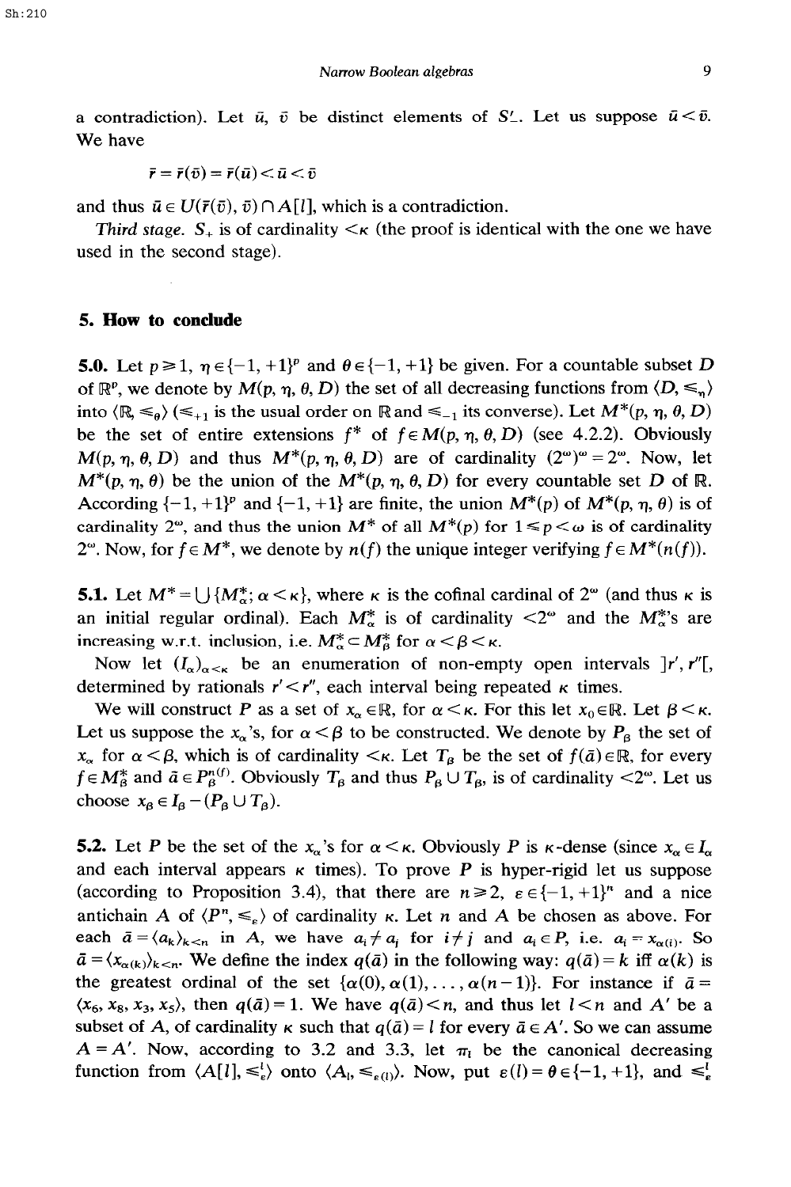a contradiction). Let $\bar{u}$, $\bar{v}$ be distinct elements of $S'_{-}$. Let us suppose $\bar{u} < \bar{v}$. We have

$$\bar{r} = \bar{r}(\bar{v}) = \bar{r}(\bar{u}) < \bar{u} < \bar{v}$$

and thus $\bar{u} \in U(\bar{r}(\bar{v}), \bar{v}) \cap A[l]$, which is a contradiction.

*Third stage.* $S_+$ is of cardinality $<\kappa$ (the proof is identical with the one we have used in the second stage).

## 5. How to conclude

**5.0.** Let $p \geqslant 1$, $\eta \in \{-1, +1\}^p$ and $\theta \in \{-1, +1\}$ be given. For a countable subset $D$ of $\mathbb{R}^p$, we denote by $M(p, \eta, \theta, D)$ the set of all decreasing functions from $\langle D, \leqslant_\eta \rangle$ into $\langle \mathbb{R}, \leqslant_\theta \rangle$ ($\leqslant_{+1}$ is the usual order on $\mathbb{R}$ and $\leqslant_{-1}$ its converse). Let $M^*(p, \eta, \theta, D)$ be the set of entire extensions $f^*$ of $f \in M(p, \eta, \theta, D)$ (see 4.2.2). Obviously $M(p, \eta, \theta, D)$ and thus $M^*(p, \eta, \theta, D)$ are of cardinality $(2^\omega)^\omega = 2^\omega$. Now, let $M^*(p, \eta, \theta)$ be the union of the $M^*(p, \eta, \theta, D)$ for every countable set $D$ of $\mathbb{R}$. According $\{-1, +1\}^p$ and $\{-1, +1\}$ are finite, the union $M^*(p)$ of $M^*(p, \eta, \theta)$ is of cardinality $2^\omega$, and thus the union $M^*$ of all $M^*(p)$ for $1 \leqslant p < \omega$ is of cardinality $2^\omega$. Now, for $f \in M^*$, we denote by $n(f)$ the unique integer verifying $f \in M^*(n(f))$.

**5.1.** Let $M^* = \bigcup \{M^*_\alpha;\, \alpha < \kappa\}$, where $\kappa$ is the cofinal cardinal of $2^\omega$ (and thus $\kappa$ is an initial regular ordinal). Each $M^*_\alpha$ is of cardinality $<2^\omega$ and the $M^*_\alpha$'s are increasing w.r.t. inclusion, i.e. $M^*_\alpha \subset M^*_\beta$ for $\alpha < \beta < \kappa$.

Now let $(I_\alpha)_{\alpha<\kappa}$ be an enumeration of non-empty open intervals $]r', r''[$, determined by rationals $r' < r''$, each interval being repeated $\kappa$ times.

We will construct $P$ as a set of $x_\alpha \in \mathbb{R}$, for $\alpha < \kappa$. For this let $x_0 \in \mathbb{R}$. Let $\beta < \kappa$. Let us suppose the $x_\alpha$'s, for $\alpha < \beta$ to be constructed. We denote by $P_\beta$ the set of $x_\alpha$ for $\alpha < \beta$, which is of cardinality $<\kappa$. Let $T_\beta$ be the set of $f(\bar{a}) \in \mathbb{R}$, for every $f \in M^*_\beta$ and $\bar{a} \in P_\beta^{n(f)}$. Obviously $T_\beta$ and thus $P_\beta \cup T_\beta$, is of cardinality $<2^\omega$. Let us choose $x_\beta \in I_\beta - (P_\beta \cup T_\beta)$.

**5.2.** Let $P$ be the set of the $x_\alpha$'s for $\alpha < \kappa$. Obviously $P$ is $\kappa$-dense (since $x_\alpha \in I_\alpha$ and each interval appears $\kappa$ times). To prove $P$ is hyper-rigid let us suppose (according to Proposition 3.4), that there are $n \geqslant 2$, $\varepsilon \in \{-1, +1\}^n$ and a nice antichain $A$ of $\langle P^n, \leqslant_\varepsilon \rangle$ of cardinality $\kappa$. Let $n$ and $A$ be chosen as above. For each $\bar{a} = \langle a_k \rangle_{k<n}$ in $A$, we have $a_i \neq a_j$ for $i \neq j$ and $a_i \in P$, i.e. $a_i = x_{\alpha(i)}$. So $\bar{a} = \langle x_{\alpha(k)} \rangle_{k<n}$. We define the index $q(\bar{a})$ in the following way: $q(\bar{a}) = k$ iff $\alpha(k)$ is the greatest ordinal of the set $\{\alpha(0), \alpha(1), \ldots, \alpha(n-1)\}$. For instance if $\bar{a} = \langle x_6, x_8, x_3, x_5 \rangle$, then $q(\bar{a}) = 1$. We have $q(\bar{a}) < n$, and thus let $l < n$ and $A'$ be a subset of $A$, of cardinality $\kappa$ such that $q(\bar{a}) = l$ for every $\bar{a} \in A'$. So we can assume $A = A'$. Now, according to 3.2 and 3.3, let $\pi_l$ be the canonical decreasing function from $\langle A[l], \leqslant^l_\varepsilon \rangle$ onto $\langle A_l, \leqslant_{\varepsilon(l)} \rangle$. Now, put $\varepsilon(l) = \theta \in \{-1, +1\}$, and $\leqslant^l_\varepsilon$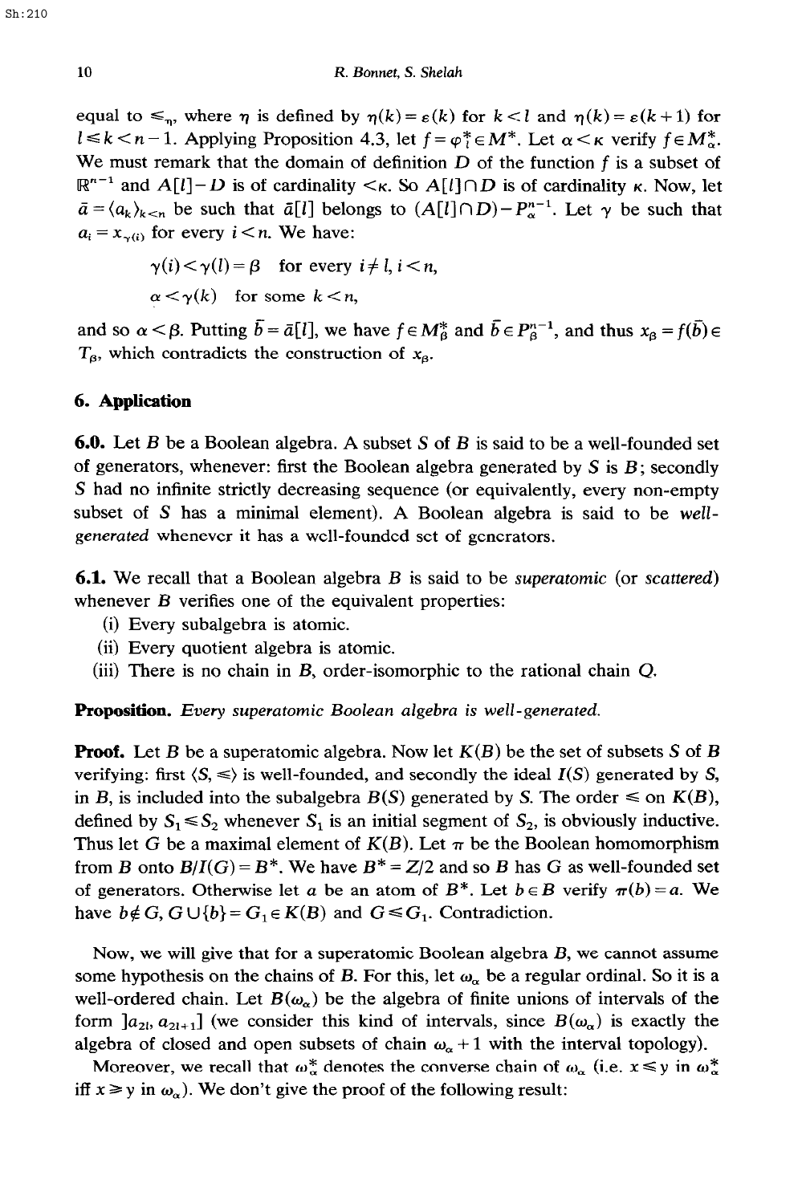equal to $\leqslant_\eta$, where $\eta$ is defined by $\eta(k) = \varepsilon(k)$ for $k < l$ and $\eta(k) = \varepsilon(k+1)$ for $l \leqslant k < n-1$. Applying Proposition 4.3, let $f = \varphi_l^* \in M^*$. Let $\alpha < \kappa$ verify $f \in M_\alpha^*$. We must remark that the domain of definition $D$ of the function $f$ is a subset of $\mathbb{R}^{n-1}$ and $A[l] - D$ is of cardinality $< \kappa$. So $A[l] \cap D$ is of cardinality $\kappa$. Now, let $\bar{a} = \langle a_k \rangle_{k<n}$ be such that $\bar{a}[l]$ belongs to $(A[l] \cap D) - P_\alpha^{n-1}$. Let $\gamma$ be such that $a_i = x_{\gamma(i)}$ for every $i < n$. We have:

$$\gamma(i) < \gamma(l) = \beta \quad \text{for every } i \neq l, i < n,$$

$$\alpha < \gamma(k) \quad \text{for some } k < n,$$

and so $\alpha < \beta$. Putting $\bar{b} = \bar{a}[l]$, we have $f \in M_\beta^*$ and $\bar{b} \in P_\beta^{n-1}$, and thus $x_\beta = f(\bar{b}) \in T_\beta$, which contradicts the construction of $x_\beta$.

## 6. Application

**6.0.** Let $B$ be a Boolean algebra. A subset $S$ of $B$ is said to be a well-founded set of generators, whenever: first the Boolean algebra generated by $S$ is $B$; secondly $S$ had no infinite strictly decreasing sequence (or equivalently, every non-empty subset of $S$ has a minimal element). A Boolean algebra is said to be *well-generated* whenever it has a well-founded set of generators.

**6.1.** We recall that a Boolean algebra $B$ is said to be *superatomic* (or *scattered*) whenever $B$ verifies one of the equivalent properties:

(i) Every subalgebra is atomic.

(ii) Every quotient algebra is atomic.

(iii) There is no chain in $B$, order-isomorphic to the rational chain $Q$.

**Proposition.** *Every superatomic Boolean algebra is well-generated.*

**Proof.** Let $B$ be a superatomic algebra. Now let $K(B)$ be the set of subsets $S$ of $B$ verifying: first $\langle S, \leqslant \rangle$ is well-founded, and secondly the ideal $I(S)$ generated by $S$, in $B$, is included into the subalgebra $B(S)$ generated by $S$. The order $\leqslant$ on $K(B)$, defined by $S_1 \leqslant S_2$ whenever $S_1$ is an initial segment of $S_2$, is obviously inductive. Thus let $G$ be a maximal element of $K(B)$. Let $\pi$ be the Boolean homomorphism from $B$ onto $B/I(G) = B^*$. We have $B^* = Z/2$ and so $B$ has $G$ as well-founded set of generators. Otherwise let $a$ be an atom of $B^*$. Let $b \in B$ verify $\pi(b) = a$. We have $b \notin G$, $G \cup \{b\} = G_1 \in K(B)$ and $G \leqslant G_1$. Contradiction.

Now, we will give that for a superatomic Boolean algebra $B$, we cannot assume some hypothesis on the chains of $B$. For this, let $\omega_\alpha$ be a regular ordinal. So it is a well-ordered chain. Let $B(\omega_\alpha)$ be the algebra of finite unions of intervals of the form $]a_{2l}, a_{2l+1}]$ (we consider this kind of intervals, since $B(\omega_\alpha)$ is exactly the algebra of closed and open subsets of chain $\omega_\alpha + 1$ with the interval topology).

Moreover, we recall that $\omega_\alpha^*$ denotes the converse chain of $\omega_\alpha$ (i.e. $x \leqslant y$ in $\omega_\alpha^*$ iff $x \geqslant y$ in $\omega_\alpha$). We don't give the proof of the following result: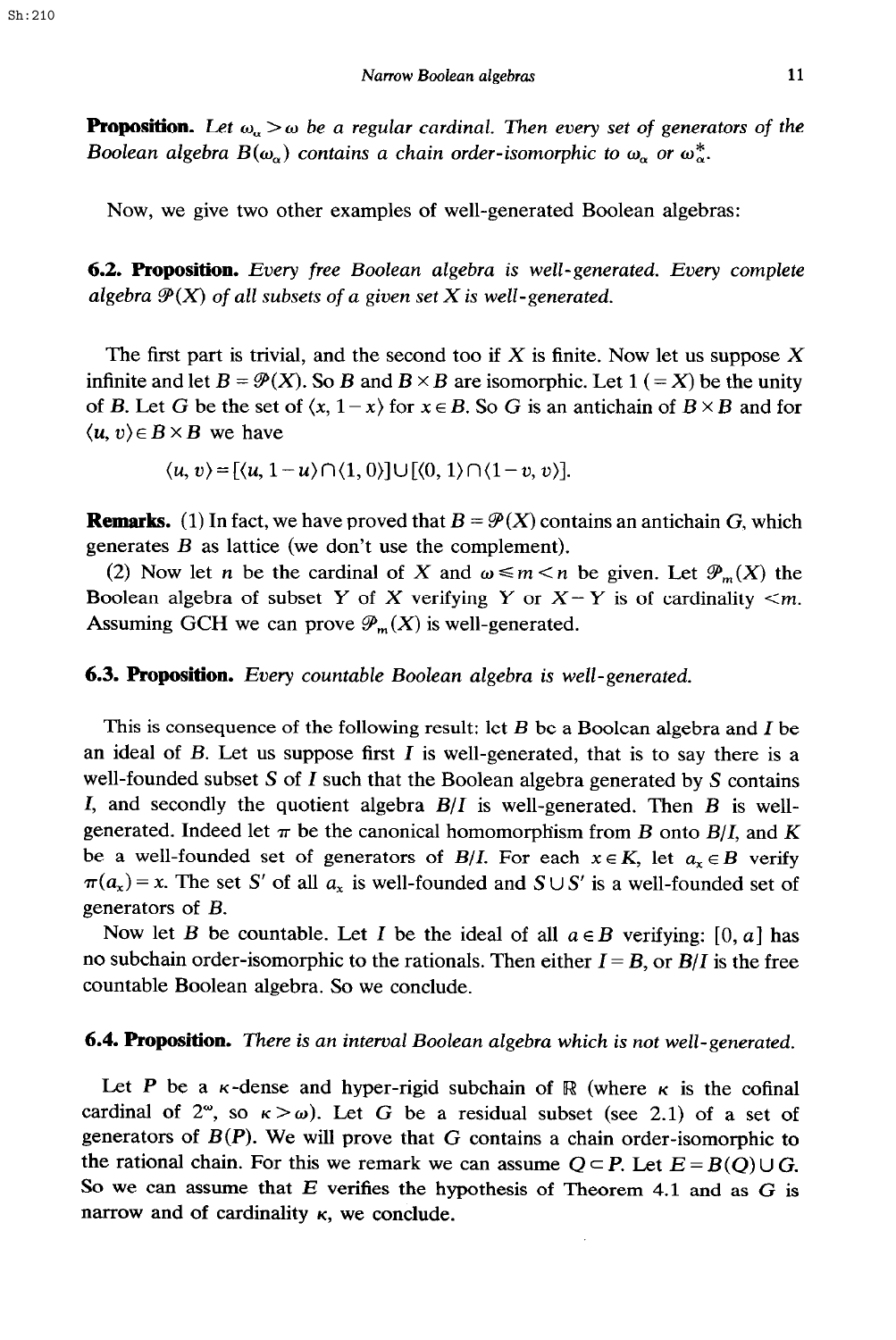**Proposition.** *Let $\omega_\alpha > \omega$ be a regular cardinal. Then every set of generators of the Boolean algebra $B(\omega_\alpha)$ contains a chain order-isomorphic to $\omega_\alpha$ or $\omega_\alpha^*$.*

Now, we give two other examples of well-generated Boolean algebras:

**6.2. Proposition.** *Every free Boolean algebra is well-generated. Every complete algebra $\mathcal{P}(X)$ of all subsets of a given set $X$ is well-generated.*

The first part is trivial, and the second too if $X$ is finite. Now let us suppose $X$ infinite and let $B = \mathcal{P}(X)$. So $B$ and $B \times B$ are isomorphic. Let $1$ ($= X$) be the unity of $B$. Let $G$ be the set of $\langle x, 1-x \rangle$ for $x \in B$. So $G$ is an antichain of $B \times B$ and for $\langle u, v \rangle \in B \times B$ we have

$$\langle u, v \rangle = [\langle u, 1-u \rangle \cap \langle 1, 0 \rangle] \cup [\langle 0, 1 \rangle \cap \langle 1-v, v \rangle].$$

**Remarks.** (1) In fact, we have proved that $B = \mathcal{P}(X)$ contains an antichain $G$, which generates $B$ as lattice (we don't use the complement).

(2) Now let $n$ be the cardinal of $X$ and $\omega \leqslant m < n$ be given. Let $\mathcal{P}_m(X)$ the Boolean algebra of subset $Y$ of $X$ verifying $Y$ or $X - Y$ is of cardinality $< m$. Assuming GCH we can prove $\mathcal{P}_m(X)$ is well-generated.

**6.3. Proposition.** *Every countable Boolean algebra is well-generated.*

This is consequence of the following result: let $B$ be a Boolean algebra and $I$ be an ideal of $B$. Let us suppose first $I$ is well-generated, that is to say there is a well-founded subset $S$ of $I$ such that the Boolean algebra generated by $S$ contains $I$, and secondly the quotient algebra $B/I$ is well-generated. Then $B$ is well-generated. Indeed let $\pi$ be the canonical homomorphism from $B$ onto $B/I$, and $K$ be a well-founded set of generators of $B/I$. For each $x \in K$, let $a_x \in B$ verify $\pi(a_x) = x$. The set $S'$ of all $a_x$ is well-founded and $S \cup S'$ is a well-founded set of generators of $B$.

Now let $B$ be countable. Let $I$ be the ideal of all $a \in B$ verifying: $[0, a]$ has no subchain order-isomorphic to the rationals. Then either $I = B$, or $B/I$ is the free countable Boolean algebra. So we conclude.

**6.4. Proposition.** *There is an interval Boolean algebra which is not well-generated.*

Let $P$ be a $\kappa$-dense and hyper-rigid subchain of $\mathbb{R}$ (where $\kappa$ is the cofinal cardinal of $2^\omega$, so $\kappa > \omega$). Let $G$ be a residual subset (see 2.1) of a set of generators of $B(P)$. We will prove that $G$ contains a chain order-isomorphic to the rational chain. For this we remark we can assume $Q \subset P$. Let $E = B(Q) \cup G$. So we can assume that $E$ verifies the hypothesis of Theorem 4.1 and as $G$ is narrow and of cardinality $\kappa$, we conclude.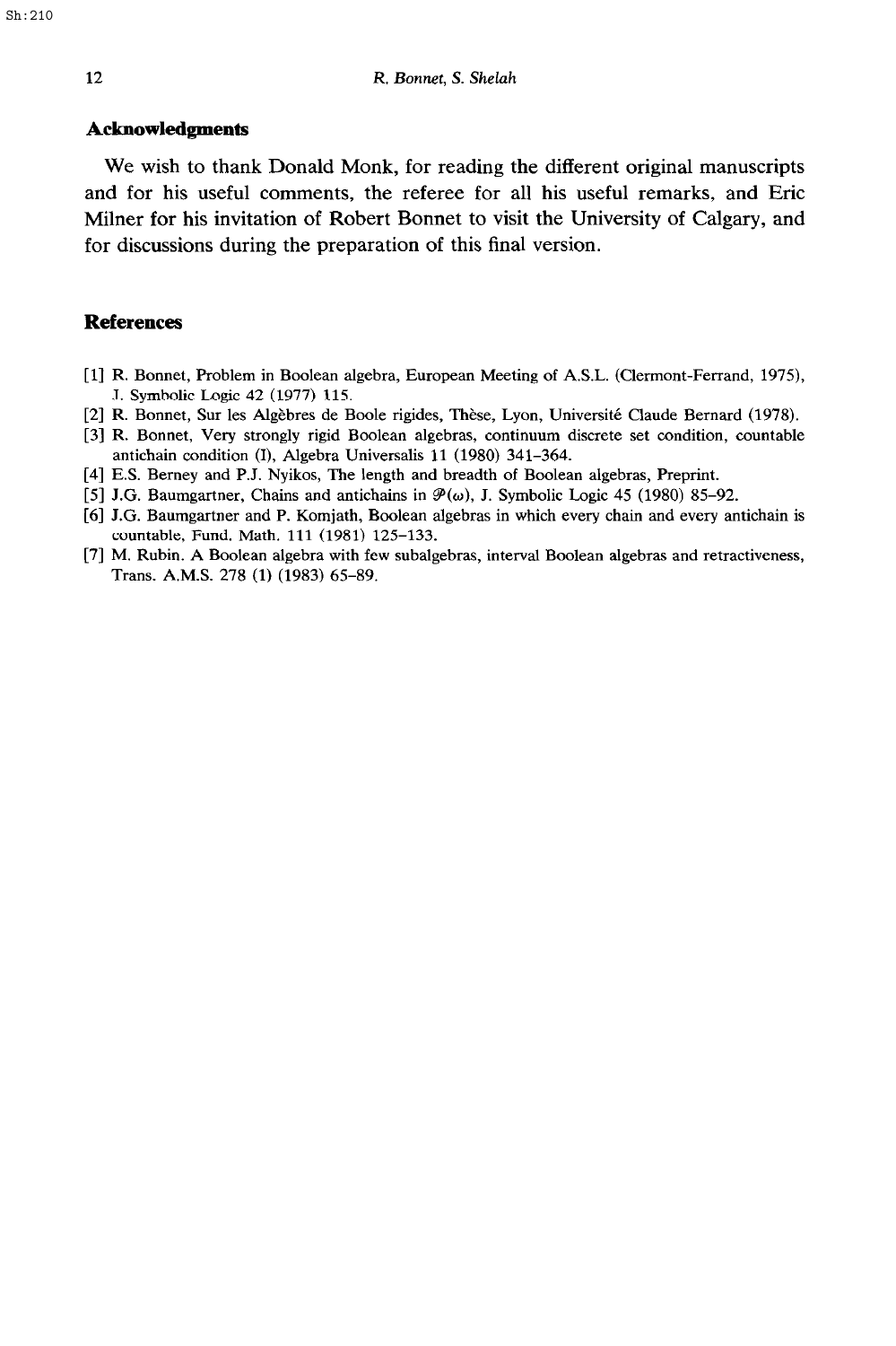## Acknowledgments

We wish to thank Donald Monk, for reading the different original manuscripts and for his useful comments, the referee for all his useful remarks, and Eric Milner for his invitation of Robert Bonnet to visit the University of Calgary, and for discussions during the preparation of this final version.

## References

[1] R. Bonnet, Problem in Boolean algebra, European Meeting of A.S.L. (Clermont-Ferrand, 1975), J. Symbolic Logic 42 (1977) 115.

[2] R. Bonnet, Sur les Algèbres de Boole rigides, Thèse, Lyon, Université Claude Bernard (1978).

[3] R. Bonnet, Very strongly rigid Boolean algebras, continuum discrete set condition, countable antichain condition (I), Algebra Universalis 11 (1980) 341–364.

[4] E.S. Berney and P.J. Nyikos, The length and breadth of Boolean algebras, Preprint.

[5] J.G. Baumgartner, Chains and antichains in $\mathscr{P}(\omega)$, J. Symbolic Logic 45 (1980) 85–92.

[6] J.G. Baumgartner and P. Komjath, Boolean algebras in which every chain and every antichain is countable, Fund. Math. 111 (1981) 125–133.

[7] M. Rubin. A Boolean algebra with few subalgebras, interval Boolean algebras and retractiveness, Trans. A.M.S. 278 (1) (1983) 65–89.